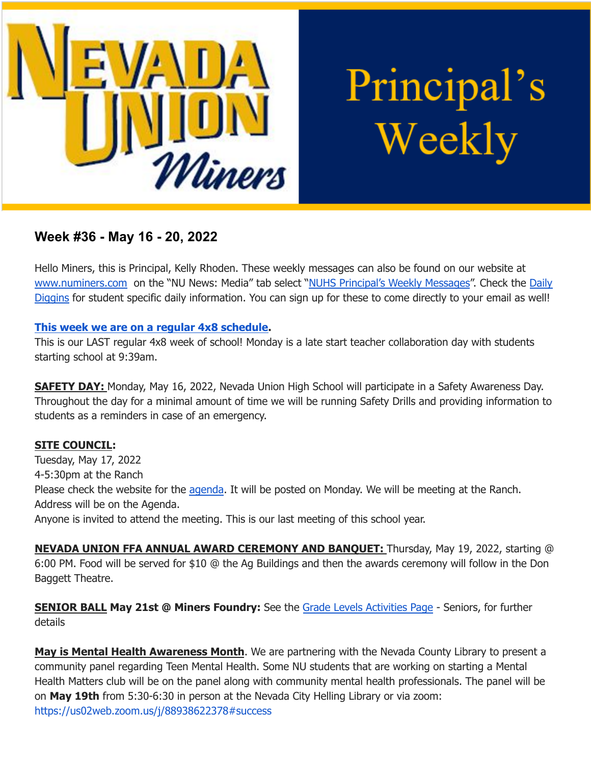# Nevada Union Miners — Principal's Weekly

## Week #36 - May 16 - 20, 2022

Hello Miners, this is Principal, Kelly Rhoden. These weekly messages can also be found on our website at www.numiners.com on the "NU News: Media" tab select "NUHS Principal's Weekly Messages". Check the Daily Diggins for student specific daily information. You can sign up for these to come directly to your email as well!

**This week we are on a regular 4x8 schedule.**

This is our LAST regular 4x8 week of school! Monday is a late start teacher collaboration day with students starting school at 9:39am.

**SAFETY DAY:** Monday, May 16, 2022, Nevada Union High School will participate in a Safety Awareness Day. Throughout the day for a minimal amount of time we will be running Safety Drills and providing information to students as a reminders in case of an emergency.

**SITE COUNCIL:**

Tuesday, May 17, 2022

4-5:30pm at the Ranch

Please check the website for the agenda. It will be posted on Monday. We will be meeting at the Ranch. Address will be on the Agenda.

Anyone is invited to attend the meeting. This is our last meeting of this school year.

**NEVADA UNION FFA ANNUAL AWARD CEREMONY AND BANQUET:** Thursday, May 19, 2022, starting @ 6:00 PM. Food will be served for $10 @ the Ag Buildings and then the awards ceremony will follow in the Don Baggett Theatre.

**SENIOR BALL May 21st @ Miners Foundry:** See the Grade Levels Activities Page - Seniors, for further details

**May is Mental Health Awareness Month**. We are partnering with the Nevada County Library to present a community panel regarding Teen Mental Health. Some NU students that are working on starting a Mental Health Matters club will be on the panel along with community mental health professionals. The panel will be on **May 19th** from 5:30-6:30 in person at the Nevada City Helling Library or via zoom: https://us02web.zoom.us/j/88938622378#success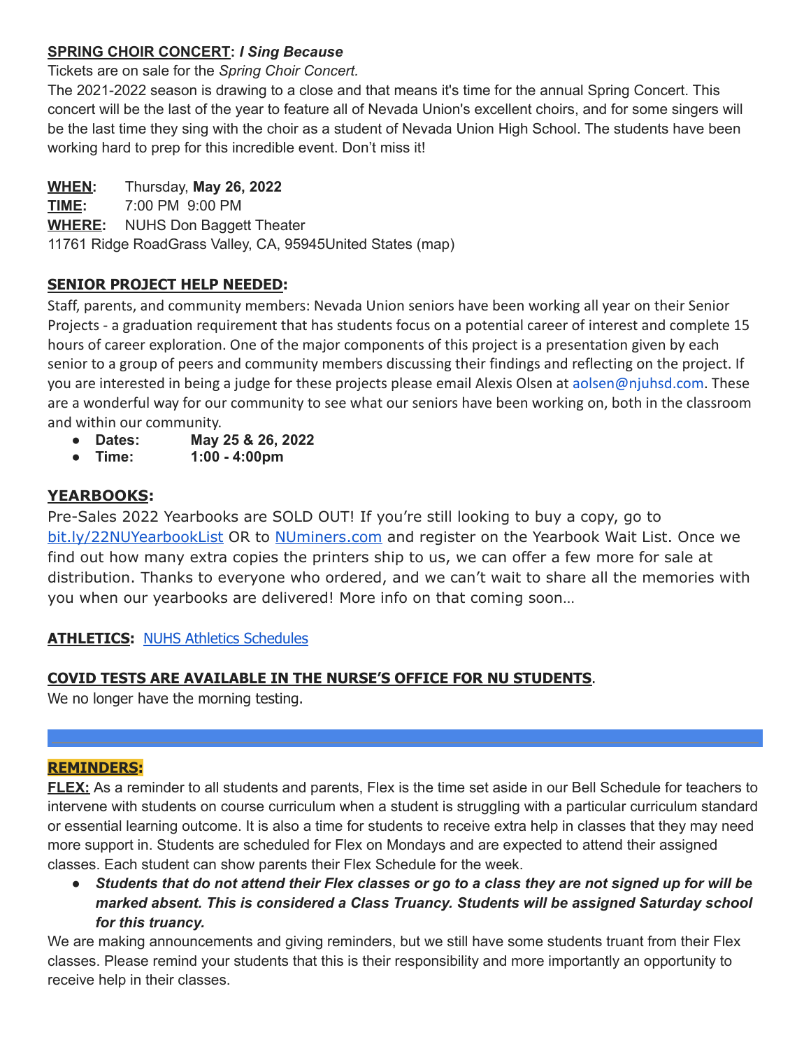**SPRING CHOIR CONCERT: *I Sing Because***

Tickets are on sale for the *Spring Choir Concert.*

The 2021-2022 season is drawing to a close and that means it's time for the annual Spring Concert. This concert will be the last of the year to feature all of Nevada Union's excellent choirs, and for some singers will be the last time they sing with the choir as a student of Nevada Union High School. The students have been working hard to prep for this incredible event. Don't miss it!

**WHEN:** Thursday, **May 26, 2022**
**TIME:** 7:00 PM 9:00 PM
**WHERE:** NUHS Don Baggett Theater
11761 Ridge RoadGrass Valley, CA, 95945United States (map)

**SENIOR PROJECT HELP NEEDED:**

Staff, parents, and community members: Nevada Union seniors have been working all year on their Senior Projects - a graduation requirement that has students focus on a potential career of interest and complete 15 hours of career exploration. One of the major components of this project is a presentation given by each senior to a group of peers and community members discussing their findings and reflecting on the project. If you are interested in being a judge for these projects please email Alexis Olsen at aolsen@njuhsd.com. These are a wonderful way for our community to see what our seniors have been working on, both in the classroom and within our community.

- **Dates: May 25 & 26, 2022**
- **Time: 1:00 - 4:00pm**

**YEARBOOKS:**

Pre-Sales 2022 Yearbooks are SOLD OUT! If you're still looking to buy a copy, go to bit.ly/22NUYearbookList OR to NUminers.com and register on the Yearbook Wait List. Once we find out how many extra copies the printers ship to us, we can offer a few more for sale at distribution. Thanks to everyone who ordered, and we can't wait to share all the memories with you when our yearbooks are delivered! More info on that coming soon…

**ATHLETICS:** NUHS Athletics Schedules

**COVID TESTS ARE AVAILABLE IN THE NURSE'S OFFICE FOR NU STUDENTS**.

We no longer have the morning testing.

**REMINDERS:**

**FLEX:** As a reminder to all students and parents, Flex is the time set aside in our Bell Schedule for teachers to intervene with students on course curriculum when a student is struggling with a particular curriculum standard or essential learning outcome. It is also a time for students to receive extra help in classes that they may need more support in. Students are scheduled for Flex on Mondays and are expected to attend their assigned classes. Each student can show parents their Flex Schedule for the week.

- ***Students that do not attend their Flex classes or go to a class they are not signed up for will be marked absent. This is considered a Class Truancy. Students will be assigned Saturday school for this truancy.***

We are making announcements and giving reminders, but we still have some students truant from their Flex classes. Please remind your students that this is their responsibility and more importantly an opportunity to receive help in their classes.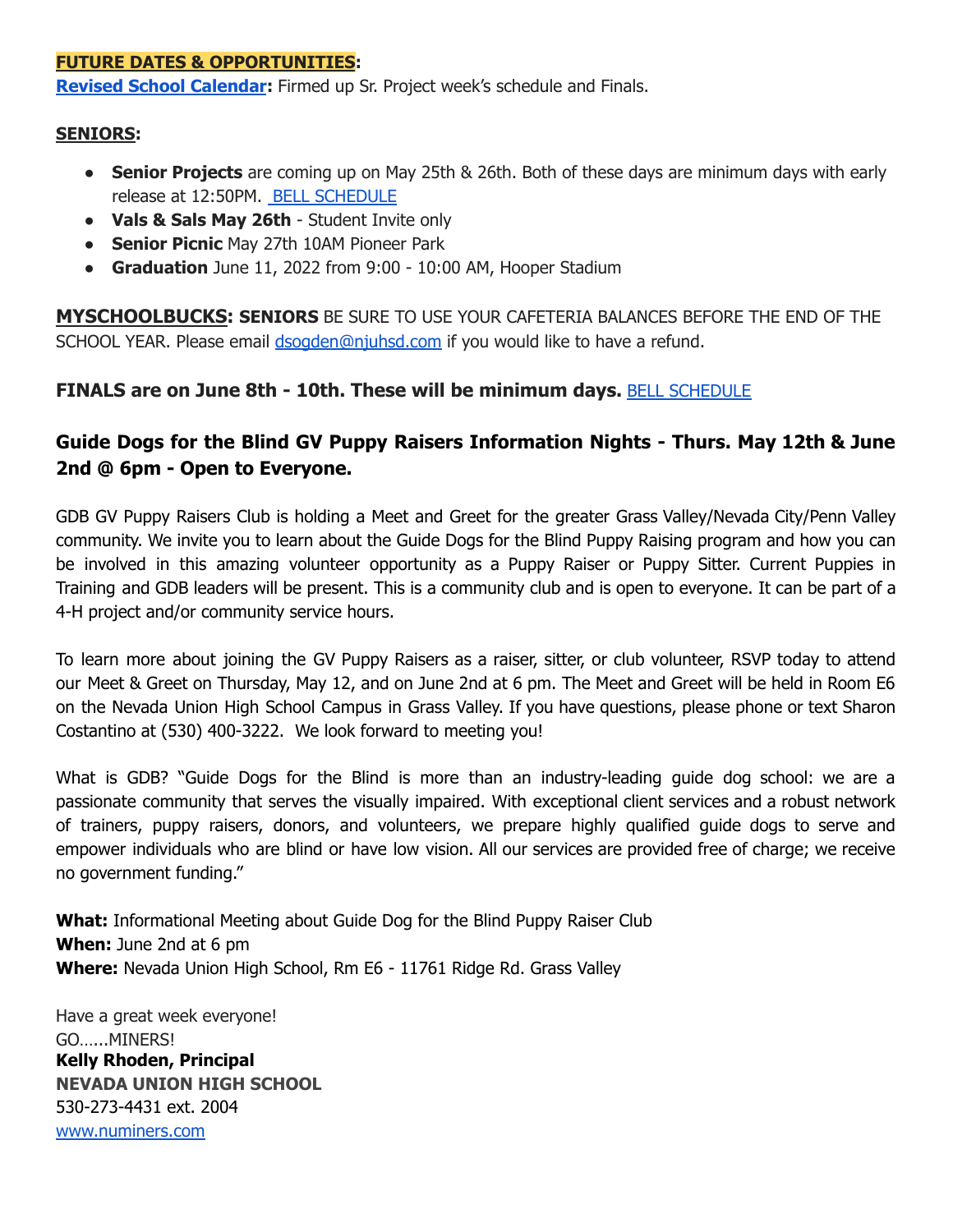**FUTURE DATES & OPPORTUNITIES:**

**Revised School Calendar:** Firmed up Sr. Project week's schedule and Finals.

**SENIORS:**

- **Senior Projects** are coming up on May 25th & 26th. Both of these days are minimum days with early release at 12:50PM. BELL SCHEDULE
- **Vals & Sals May 26th** - Student Invite only
- **Senior Picnic** May 27th 10AM Pioneer Park
- **Graduation** June 11, 2022 from 9:00 - 10:00 AM, Hooper Stadium

**MYSCHOOLBUCKS: SENIORS** BE SURE TO USE YOUR CAFETERIA BALANCES BEFORE THE END OF THE SCHOOL YEAR. Please email dsogden@njuhsd.com if you would like to have a refund.

**FINALS are on June 8th - 10th. These will be minimum days.** BELL SCHEDULE

**Guide Dogs for the Blind GV Puppy Raisers Information Nights - Thurs. May 12th & June 2nd @ 6pm - Open to Everyone.**

GDB GV Puppy Raisers Club is holding a Meet and Greet for the greater Grass Valley/Nevada City/Penn Valley community. We invite you to learn about the Guide Dogs for the Blind Puppy Raising program and how you can be involved in this amazing volunteer opportunity as a Puppy Raiser or Puppy Sitter. Current Puppies in Training and GDB leaders will be present. This is a community club and is open to everyone. It can be part of a 4-H project and/or community service hours.

To learn more about joining the GV Puppy Raisers as a raiser, sitter, or club volunteer, RSVP today to attend our Meet & Greet on Thursday, May 12, and on June 2nd at 6 pm. The Meet and Greet will be held in Room E6 on the Nevada Union High School Campus in Grass Valley. If you have questions, please phone or text Sharon Costantino at (530) 400-3222. We look forward to meeting you!

What is GDB? "Guide Dogs for the Blind is more than an industry-leading guide dog school: we are a passionate community that serves the visually impaired. With exceptional client services and a robust network of trainers, puppy raisers, donors, and volunteers, we prepare highly qualified guide dogs to serve and empower individuals who are blind or have low vision. All our services are provided free of charge; we receive no government funding."

**What:** Informational Meeting about Guide Dog for the Blind Puppy Raiser Club
**When:** June 2nd at 6 pm
**Where:** Nevada Union High School, Rm E6 - 11761 Ridge Rd. Grass Valley

Have a great week everyone!
GO......MINERS!
**Kelly Rhoden, Principal**
**NEVADA UNION HIGH SCHOOL**
530-273-4431 ext. 2004
www.numiners.com